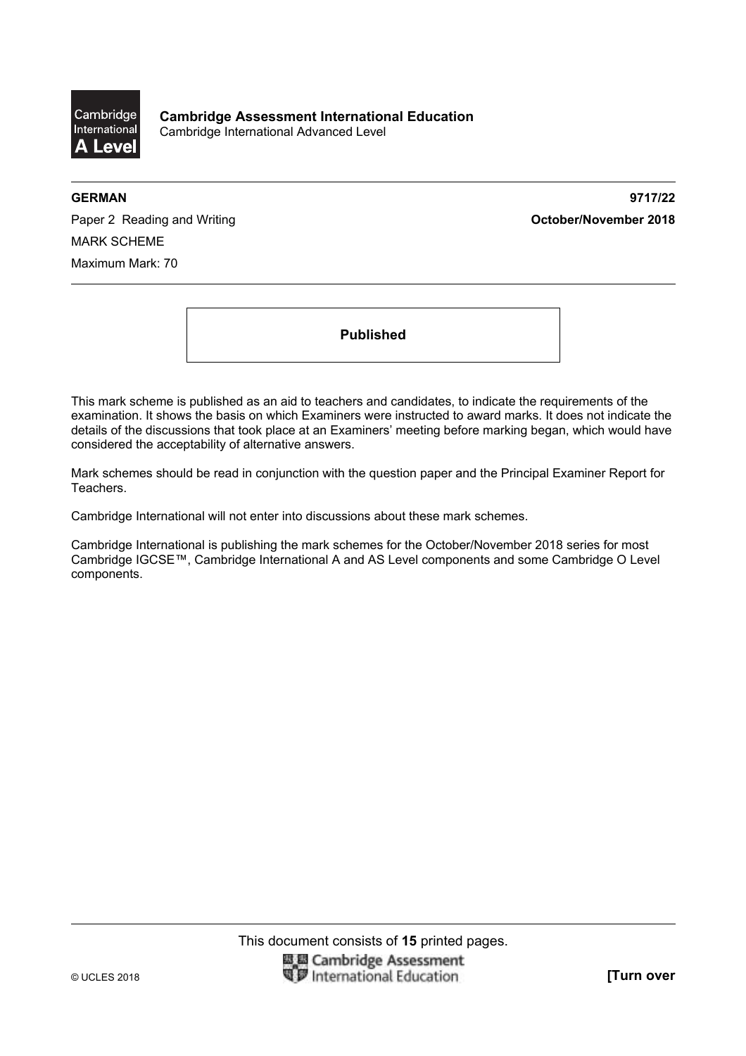Cambridge International A Level

**Cambridge Assessment International Education**
Cambridge International Advanced Level

**GERMAN** **9717/22**

Paper 2 Reading and Writing **October/November 2018**

MARK SCHEME

Maximum Mark: 70

---

**Published**

This mark scheme is published as an aid to teachers and candidates, to indicate the requirements of the examination. It shows the basis on which Examiners were instructed to award marks. It does not indicate the details of the discussions that took place at an Examiners' meeting before marking began, which would have considered the acceptability of alternative answers.

Mark schemes should be read in conjunction with the question paper and the Principal Examiner Report for Teachers.

Cambridge International will not enter into discussions about these mark schemes.

Cambridge International is publishing the mark schemes for the October/November 2018 series for most Cambridge IGCSE™, Cambridge International A and AS Level components and some Cambridge O Level components.

This document consists of **15** printed pages.

© UCLES 2018 **[Turn over**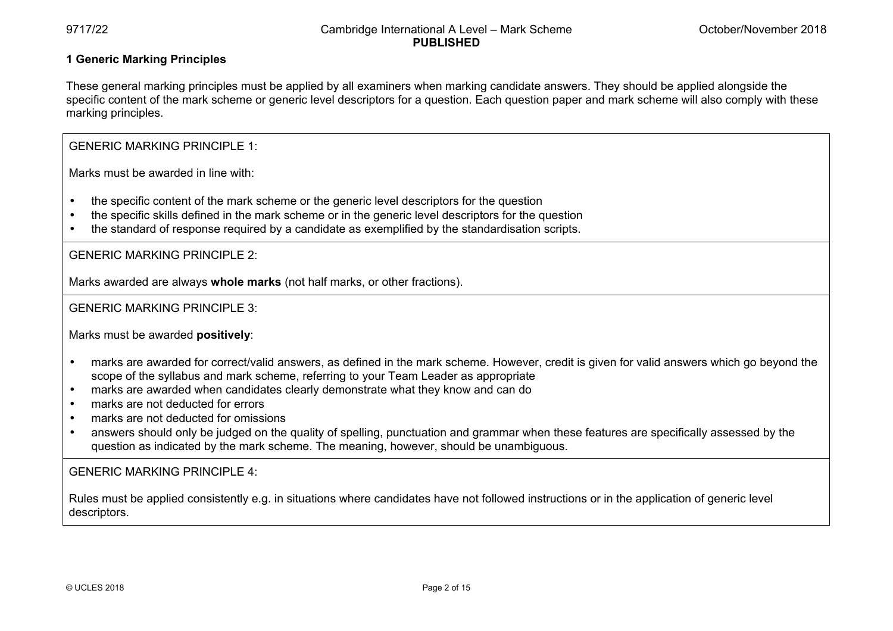## 1 Generic Marking Principles

These general marking principles must be applied by all examiners when marking candidate answers. They should be applied alongside the specific content of the mark scheme or generic level descriptors for a question. Each question paper and mark scheme will also comply with these marking principles.

GENERIC MARKING PRINCIPLE 1:

Marks must be awarded in line with:

- the specific content of the mark scheme or the generic level descriptors for the question
- the specific skills defined in the mark scheme or in the generic level descriptors for the question
- the standard of response required by a candidate as exemplified by the standardisation scripts.

GENERIC MARKING PRINCIPLE 2:

Marks awarded are always **whole marks** (not half marks, or other fractions).

GENERIC MARKING PRINCIPLE 3:

Marks must be awarded **positively**:

- marks are awarded for correct/valid answers, as defined in the mark scheme. However, credit is given for valid answers which go beyond the scope of the syllabus and mark scheme, referring to your Team Leader as appropriate
- marks are awarded when candidates clearly demonstrate what they know and can do
- marks are not deducted for errors
- marks are not deducted for omissions
- answers should only be judged on the quality of spelling, punctuation and grammar when these features are specifically assessed by the question as indicated by the mark scheme. The meaning, however, should be unambiguous.

GENERIC MARKING PRINCIPLE 4:

Rules must be applied consistently e.g. in situations where candidates have not followed instructions or in the application of generic level descriptors.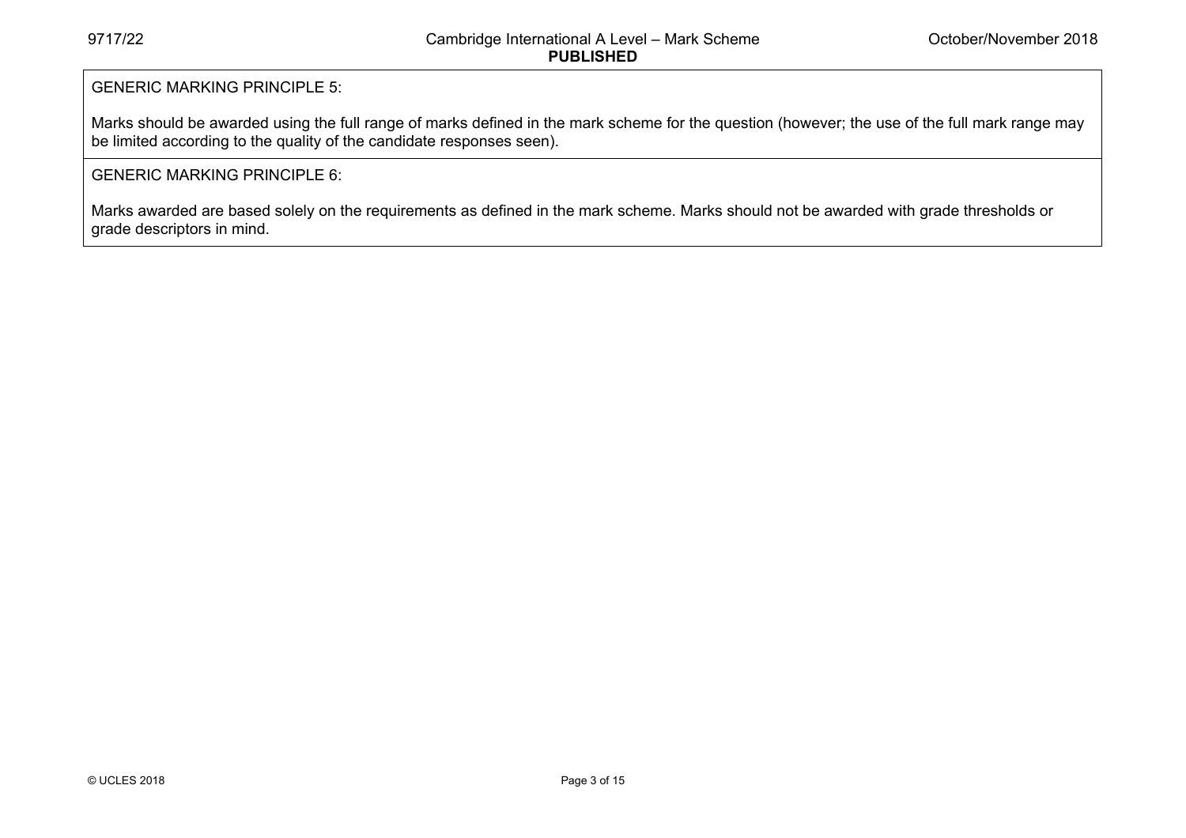GENERIC MARKING PRINCIPLE 5:

Marks should be awarded using the full range of marks defined in the mark scheme for the question (however; the use of the full mark range may be limited according to the quality of the candidate responses seen).

GENERIC MARKING PRINCIPLE 6:

Marks awarded are based solely on the requirements as defined in the mark scheme. Marks should not be awarded with grade thresholds or grade descriptors in mind.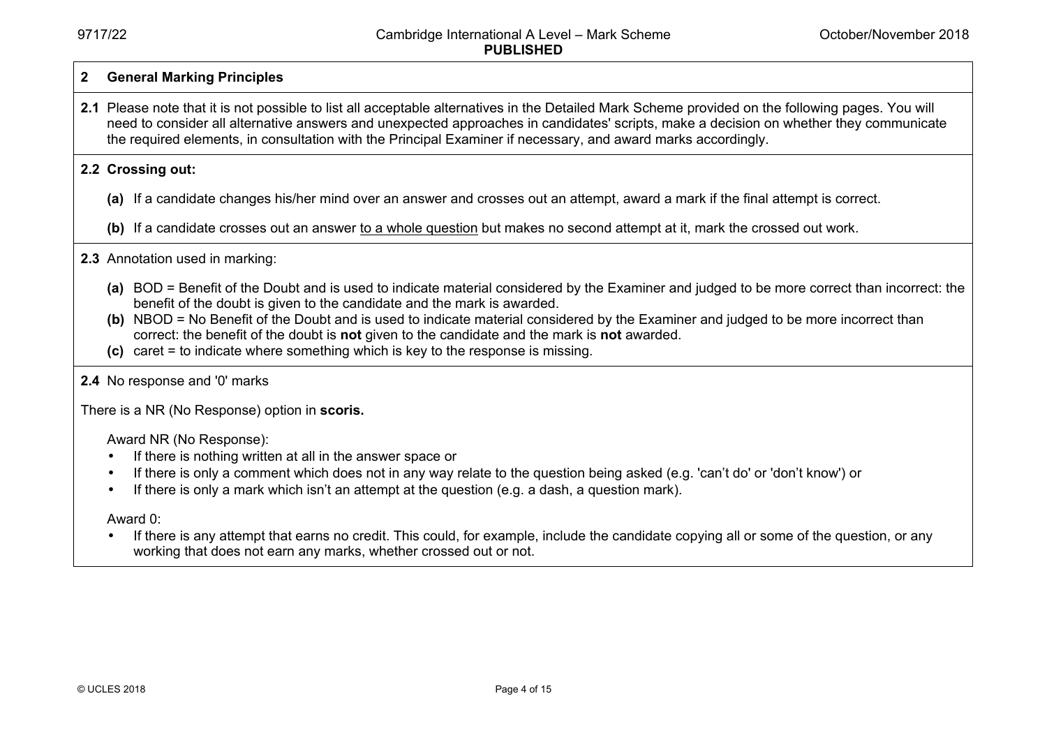## 2 General Marking Principles

**2.1** Please note that it is not possible to list all acceptable alternatives in the Detailed Mark Scheme provided on the following pages. You will need to consider all alternative answers and unexpected approaches in candidates' scripts, make a decision on whether they communicate the required elements, in consultation with the Principal Examiner if necessary, and award marks accordingly.

**2.2 Crossing out:**

- **(a)** If a candidate changes his/her mind over an answer and crosses out an attempt, award a mark if the final attempt is correct.
- **(b)** If a candidate crosses out an answer to a whole question but makes no second attempt at it, mark the crossed out work.

**2.3** Annotation used in marking:

- **(a)** BOD = Benefit of the Doubt and is used to indicate material considered by the Examiner and judged to be more correct than incorrect: the benefit of the doubt is given to the candidate and the mark is awarded.
- **(b)** NBOD = No Benefit of the Doubt and is used to indicate material considered by the Examiner and judged to be more incorrect than correct: the benefit of the doubt is **not** given to the candidate and the mark is **not** awarded.
- **(c)** caret = to indicate where something which is key to the response is missing.

**2.4** No response and '0' marks

There is a NR (No Response) option in **scoris.**

Award NR (No Response):

- If there is nothing written at all in the answer space or
- If there is only a comment which does not in any way relate to the question being asked (e.g. 'can't do' or 'don't know') or
- If there is only a mark which isn't an attempt at the question (e.g. a dash, a question mark).

Award 0:

- If there is any attempt that earns no credit. This could, for example, include the candidate copying all or some of the question, or any working that does not earn any marks, whether crossed out or not.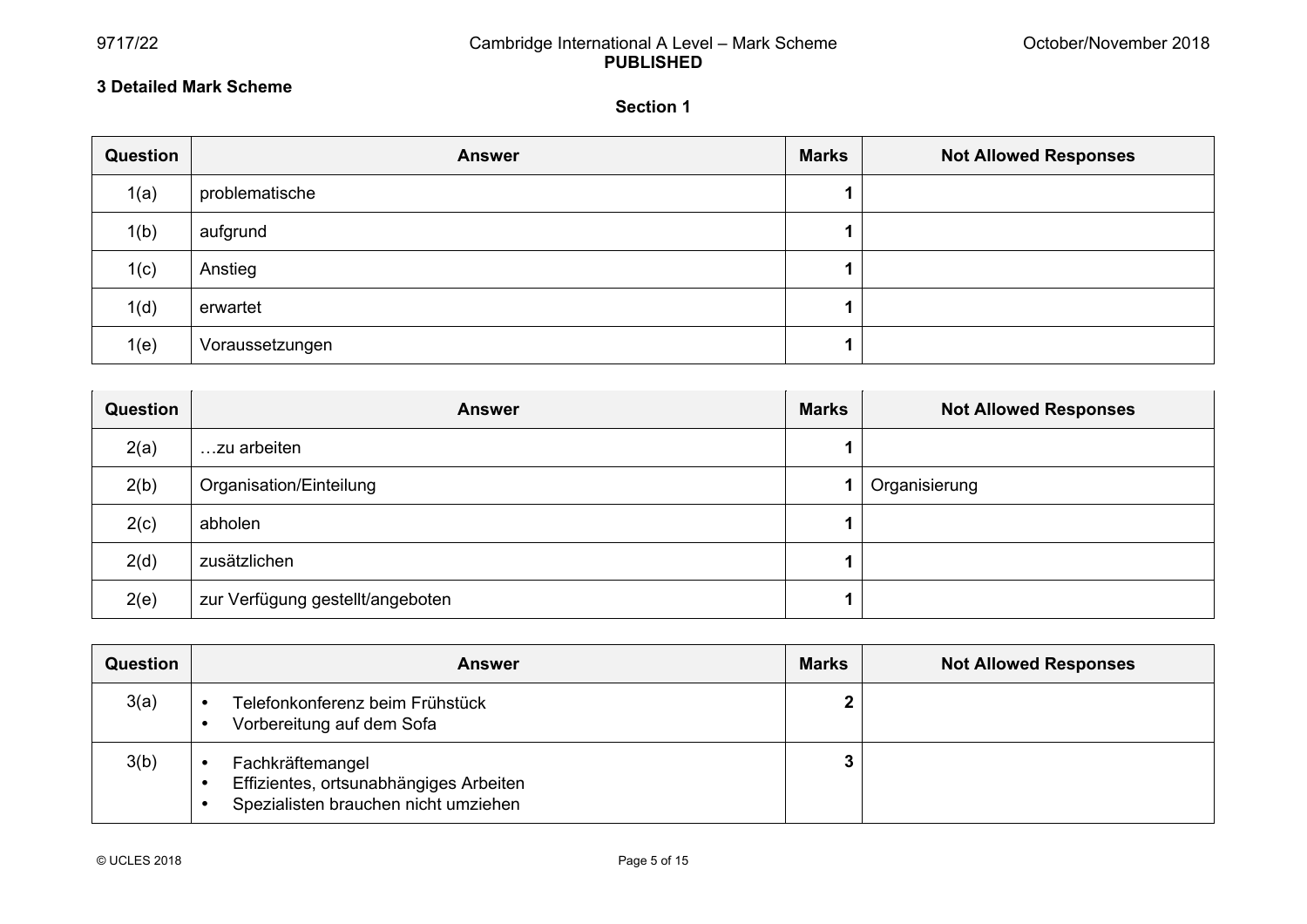### 3 Detailed Mark Scheme

#### Section 1

| Question | Answer | Marks | Not Allowed Responses |
|---|---|---|---|
| 1(a) | problematische | 1 | |
| 1(b) | aufgrund | 1 | |
| 1(c) | Anstieg | 1 | |
| 1(d) | erwartet | 1 | |
| 1(e) | Voraussetzungen | 1 | |

| Question | Answer | Marks | Not Allowed Responses |
|---|---|---|---|
| 2(a) | …zu arbeiten | 1 | |
| 2(b) | Organisation/Einteilung | 1 | Organisierung |
| 2(c) | abholen | 1 | |
| 2(d) | zusätzlichen | 1 | |
| 2(e) | zur Verfügung gestellt/angeboten | 1 | |

| Question | Answer | Marks | Not Allowed Responses |
|---|---|---|---|
| 3(a) | • Telefonkonferenz beim Frühstück<br>• Vorbereitung auf dem Sofa | 2 | |
| 3(b) | • Fachkräftemangel<br>• Effizientes, ortsunabhängiges Arbeiten<br>• Spezialisten brauchen nicht umziehen | 3 | |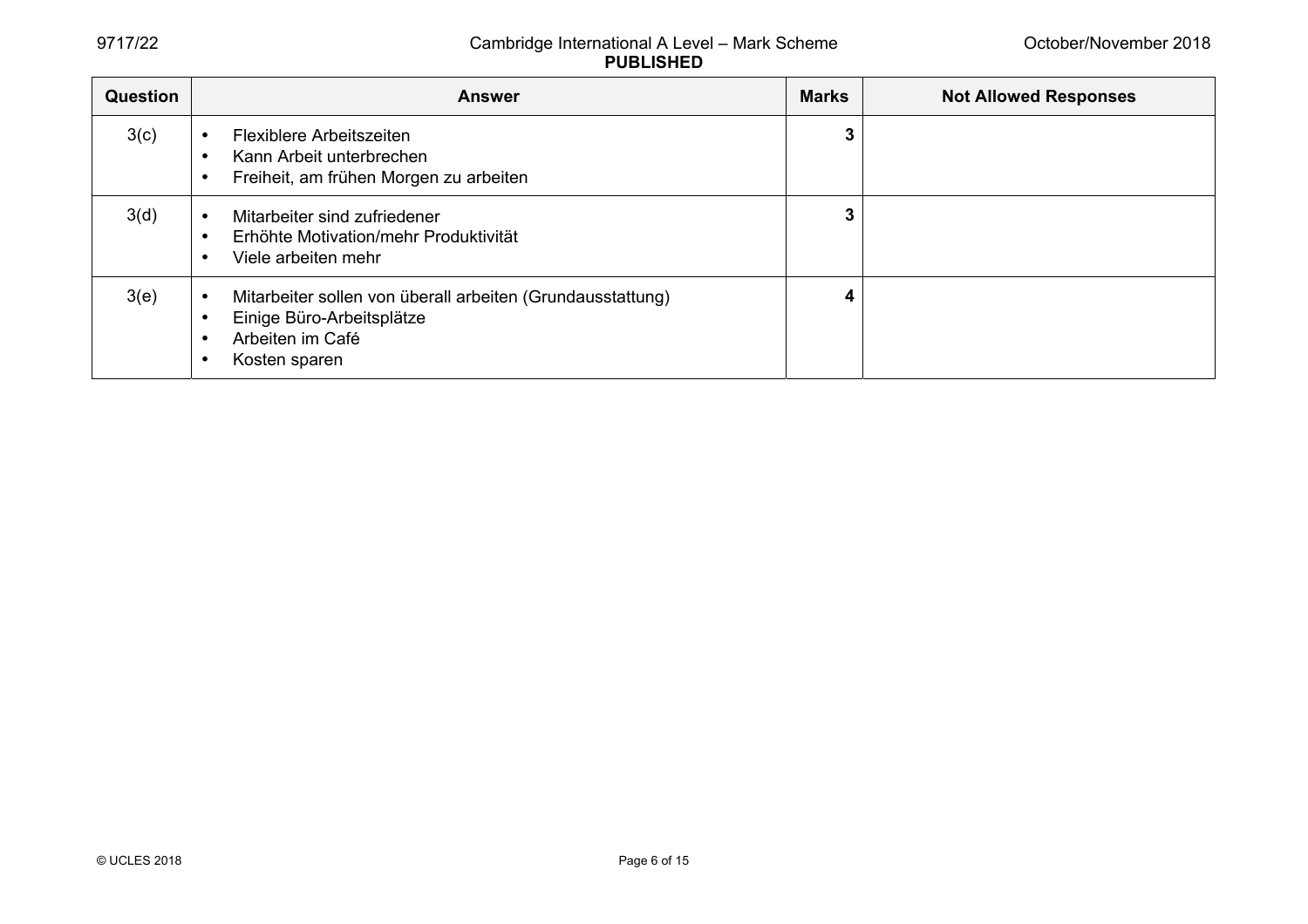| Question | Answer | Marks | Not Allowed Responses |
|---|---|---|---|
| 3(c) | • Flexiblere Arbeitszeiten<br>• Kann Arbeit unterbrechen<br>• Freiheit, am frühen Morgen zu arbeiten | **3** | |
| 3(d) | • Mitarbeiter sind zufriedener<br>• Erhöhte Motivation/mehr Produktivität<br>• Viele arbeiten mehr | **3** | |
| 3(e) | • Mitarbeiter sollen von überall arbeiten (Grundausstattung)<br>• Einige Büro-Arbeitsplätze<br>• Arbeiten im Café<br>• Kosten sparen | **4** | |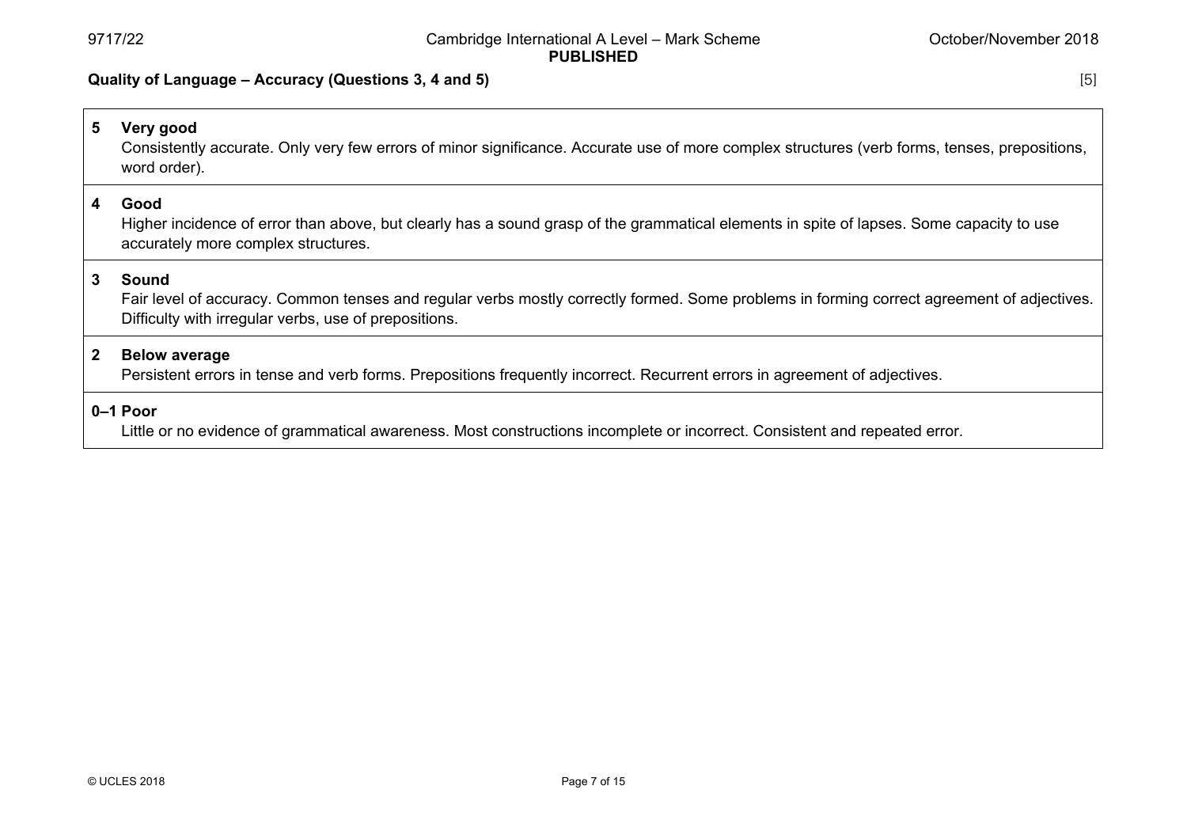**Quality of Language – Accuracy (Questions 3, 4 and 5)** [5]

| | |
|---|---|
| **5** | **Very good**<br>Consistently accurate. Only very few errors of minor significance. Accurate use of more complex structures (verb forms, tenses, prepositions, word order). |
| **4** | **Good**<br>Higher incidence of error than above, but clearly has a sound grasp of the grammatical elements in spite of lapses. Some capacity to use accurately more complex structures. |
| **3** | **Sound**<br>Fair level of accuracy. Common tenses and regular verbs mostly correctly formed. Some problems in forming correct agreement of adjectives. Difficulty with irregular verbs, use of prepositions. |
| **2** | **Below average**<br>Persistent errors in tense and verb forms. Prepositions frequently incorrect. Recurrent errors in agreement of adjectives. |
| **0–1** | **Poor**<br>Little or no evidence of grammatical awareness. Most constructions incomplete or incorrect. Consistent and repeated error. |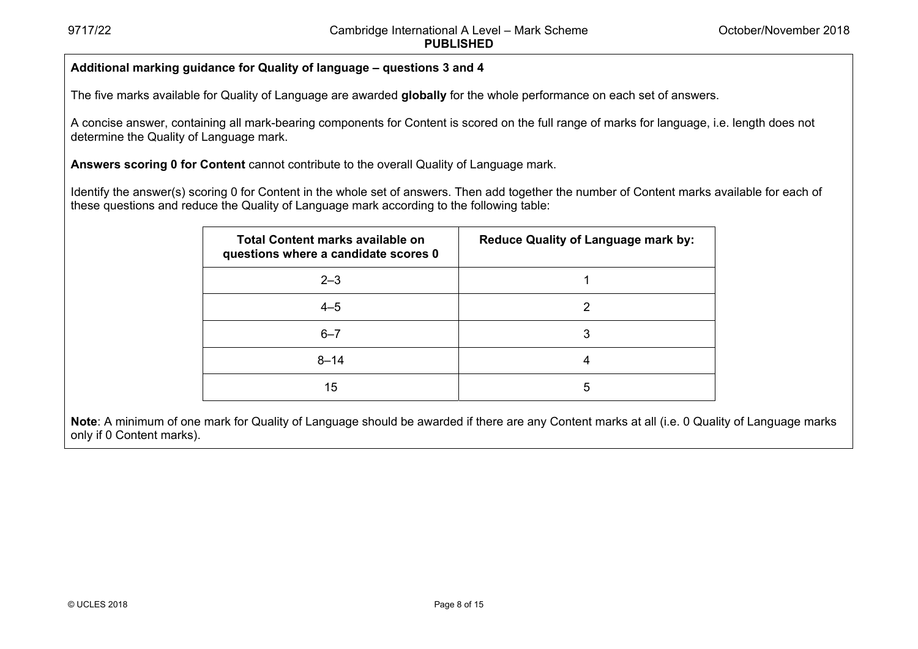**Additional marking guidance for Quality of language – questions 3 and 4**

The five marks available for Quality of Language are awarded **globally** for the whole performance on each set of answers.

A concise answer, containing all mark-bearing components for Content is scored on the full range of marks for language, i.e. length does not determine the Quality of Language mark.

**Answers scoring 0 for Content** cannot contribute to the overall Quality of Language mark.

Identify the answer(s) scoring 0 for Content in the whole set of answers. Then add together the number of Content marks available for each of these questions and reduce the Quality of Language mark according to the following table:

| Total Content marks available on questions where a candidate scores 0 | Reduce Quality of Language mark by: |
|---|---|
| 2–3 | 1 |
| 4–5 | 2 |
| 6–7 | 3 |
| 8–14 | 4 |
| 15 | 5 |

**Note**: A minimum of one mark for Quality of Language should be awarded if there are any Content marks at all (i.e. 0 Quality of Language marks only if 0 Content marks).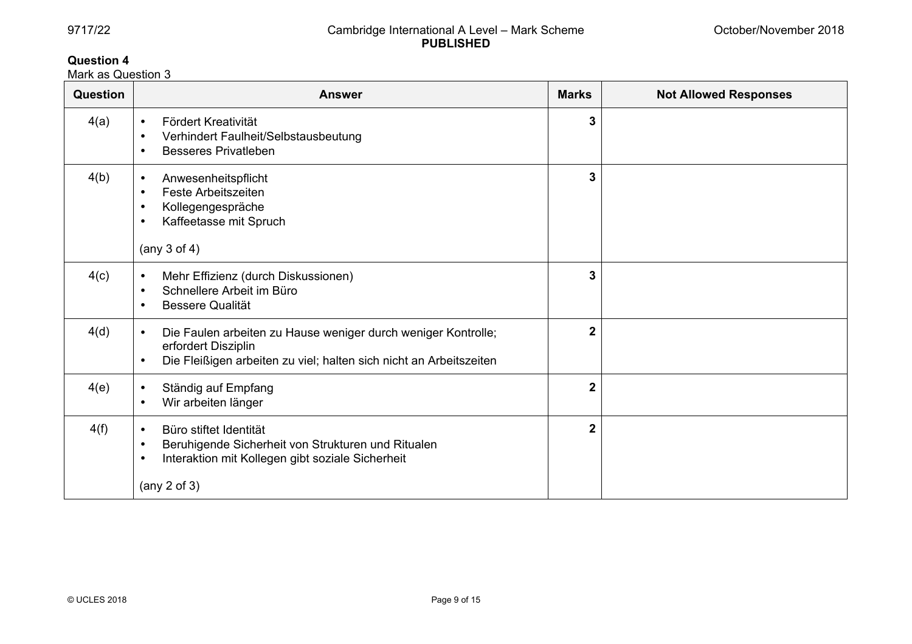**Question 4**
Mark as Question 3

| Question | Answer | Marks | Not Allowed Responses |
|---|---|---|---|
| 4(a) | • Fördert Kreativität<br>• Verhindert Faulheit/Selbstausbeutung<br>• Besseres Privatleben | **3** | |
| 4(b) | • Anwesenheitspflicht<br>• Feste Arbeitszeiten<br>• Kollegengespräche<br>• Kaffeetasse mit Spruch<br><br>(any 3 of 4) | **3** | |
| 4(c) | • Mehr Effizienz (durch Diskussionen)<br>• Schnellere Arbeit im Büro<br>• Bessere Qualität | **3** | |
| 4(d) | • Die Faulen arbeiten zu Hause weniger durch weniger Kontrolle; erfordert Disziplin<br>• Die Fleißigen arbeiten zu viel; halten sich nicht an Arbeitszeiten | **2** | |
| 4(e) | • Ständig auf Empfang<br>• Wir arbeiten länger | **2** | |
| 4(f) | • Büro stiftet Identität<br>• Beruhigende Sicherheit von Strukturen und Ritualen<br>• Interaktion mit Kollegen gibt soziale Sicherheit<br><br>(any 2 of 3) | **2** | |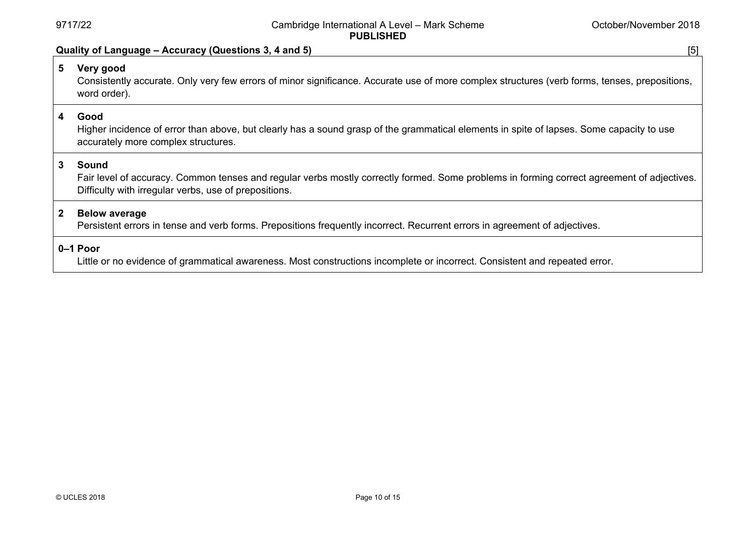**Quality of Language – Accuracy (Questions 3, 4 and 5)** [5]

| | |
|---|---|
| **5** | **Very good**<br>Consistently accurate. Only very few errors of minor significance. Accurate use of more complex structures (verb forms, tenses, prepositions, word order). |
| **4** | **Good**<br>Higher incidence of error than above, but clearly has a sound grasp of the grammatical elements in spite of lapses. Some capacity to use accurately more complex structures. |
| **3** | **Sound**<br>Fair level of accuracy. Common tenses and regular verbs mostly correctly formed. Some problems in forming correct agreement of adjectives. Difficulty with irregular verbs, use of prepositions. |
| **2** | **Below average**<br>Persistent errors in tense and verb forms. Prepositions frequently incorrect. Recurrent errors in agreement of adjectives. |
| **0–1** | **Poor**<br>Little or no evidence of grammatical awareness. Most constructions incomplete or incorrect. Consistent and repeated error. |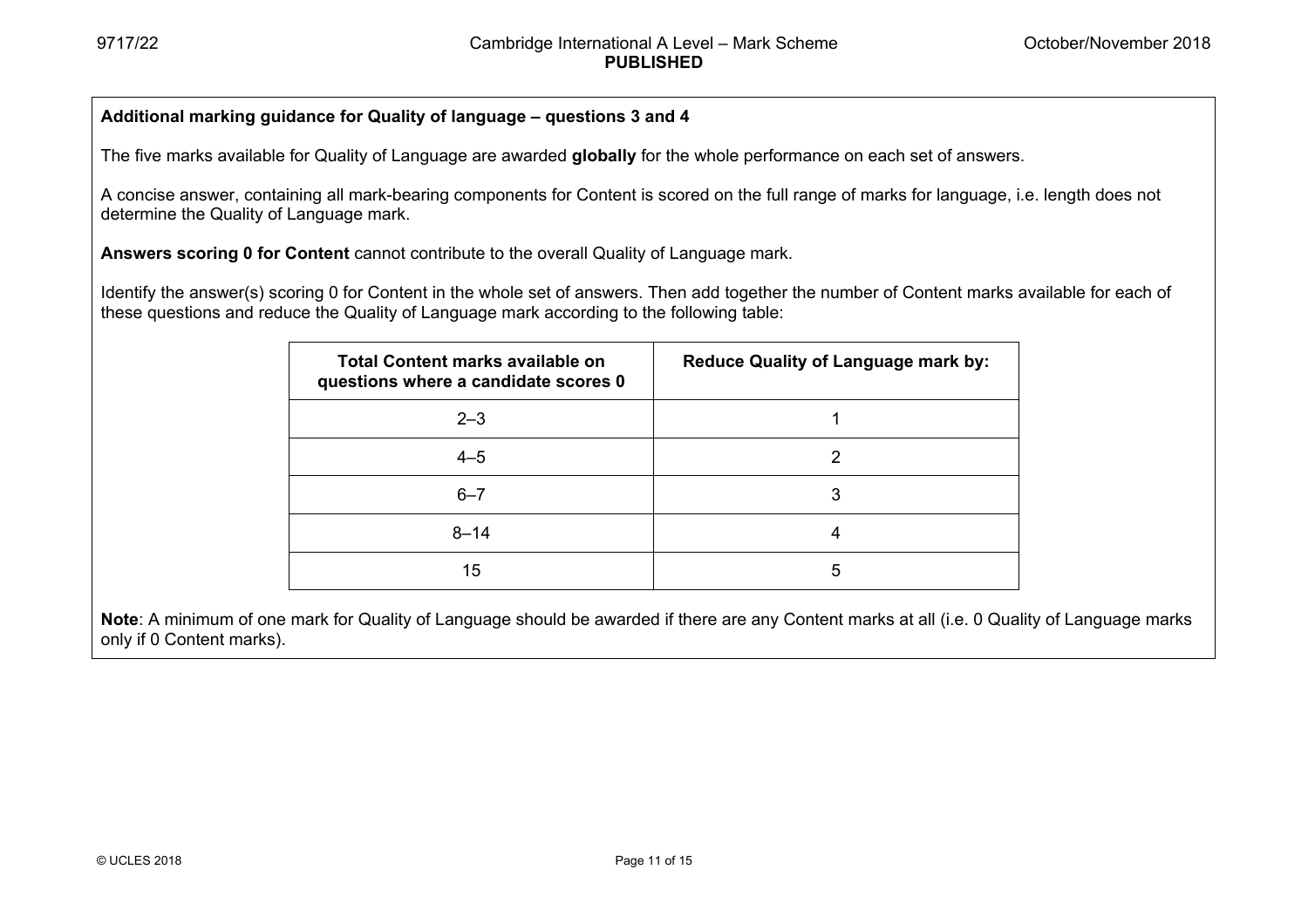**Additional marking guidance for Quality of language – questions 3 and 4**

The five marks available for Quality of Language are awarded **globally** for the whole performance on each set of answers.

A concise answer, containing all mark-bearing components for Content is scored on the full range of marks for language, i.e. length does not determine the Quality of Language mark.

**Answers scoring 0 for Content** cannot contribute to the overall Quality of Language mark.

Identify the answer(s) scoring 0 for Content in the whole set of answers. Then add together the number of Content marks available for each of these questions and reduce the Quality of Language mark according to the following table:

| Total Content marks available on questions where a candidate scores 0 | Reduce Quality of Language mark by: |
|---|---|
| 2–3 | 1 |
| 4–5 | 2 |
| 6–7 | 3 |
| 8–14 | 4 |
| 15 | 5 |

**Note**: A minimum of one mark for Quality of Language should be awarded if there are any Content marks at all (i.e. 0 Quality of Language marks only if 0 Content marks).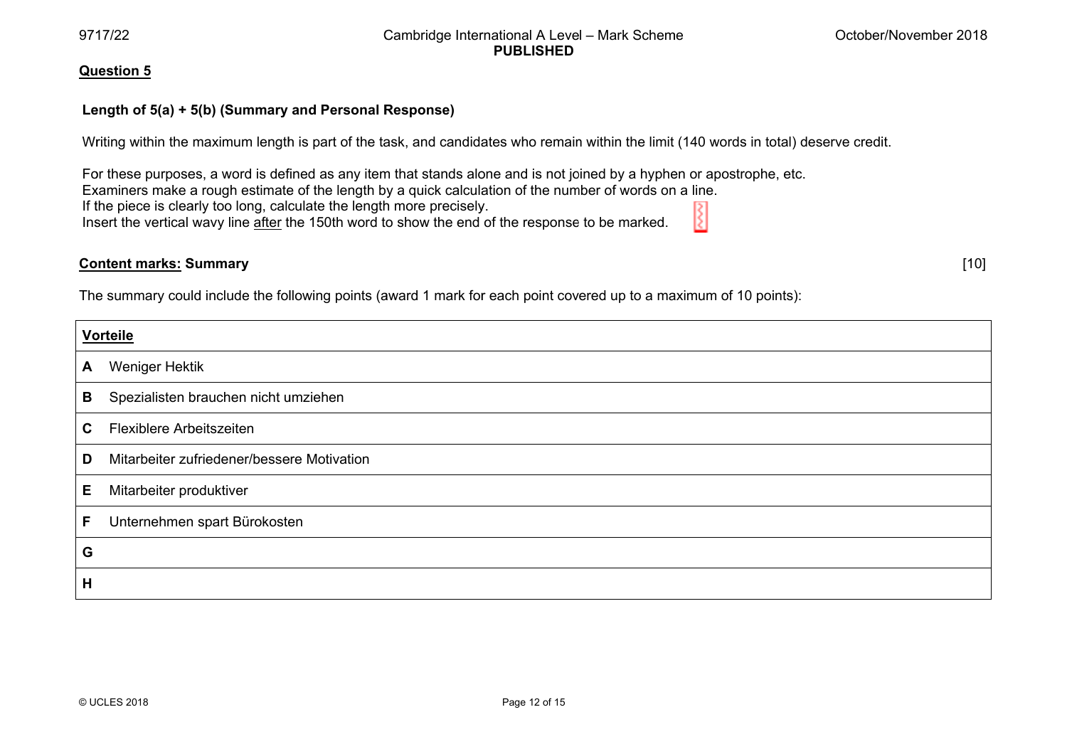**Question 5**

**Length of 5(a) + 5(b) (Summary and Personal Response)**

Writing within the maximum length is part of the task, and candidates who remain within the limit (140 words in total) deserve credit.

For these purposes, a word is defined as any item that stands alone and is not joined by a hyphen or apostrophe, etc.
Examiners make a rough estimate of the length by a quick calculation of the number of words on a line.
If the piece is clearly too long, calculate the length more precisely.
Insert the vertical wavy line after the 150th word to show the end of the response to be marked.

**Content marks: Summary** [10]

The summary could include the following points (award 1 mark for each point covered up to a maximum of 10 points):

| **Vorteile** | |
|---|---|
| **A** | Weniger Hektik |
| **B** | Spezialisten brauchen nicht umziehen |
| **C** | Flexiblere Arbeitszeiten |
| **D** | Mitarbeiter zufriedener/bessere Motivation |
| **E** | Mitarbeiter produktiver |
| **F** | Unternehmen spart Bürokosten |
| **G** | |
| **H** | |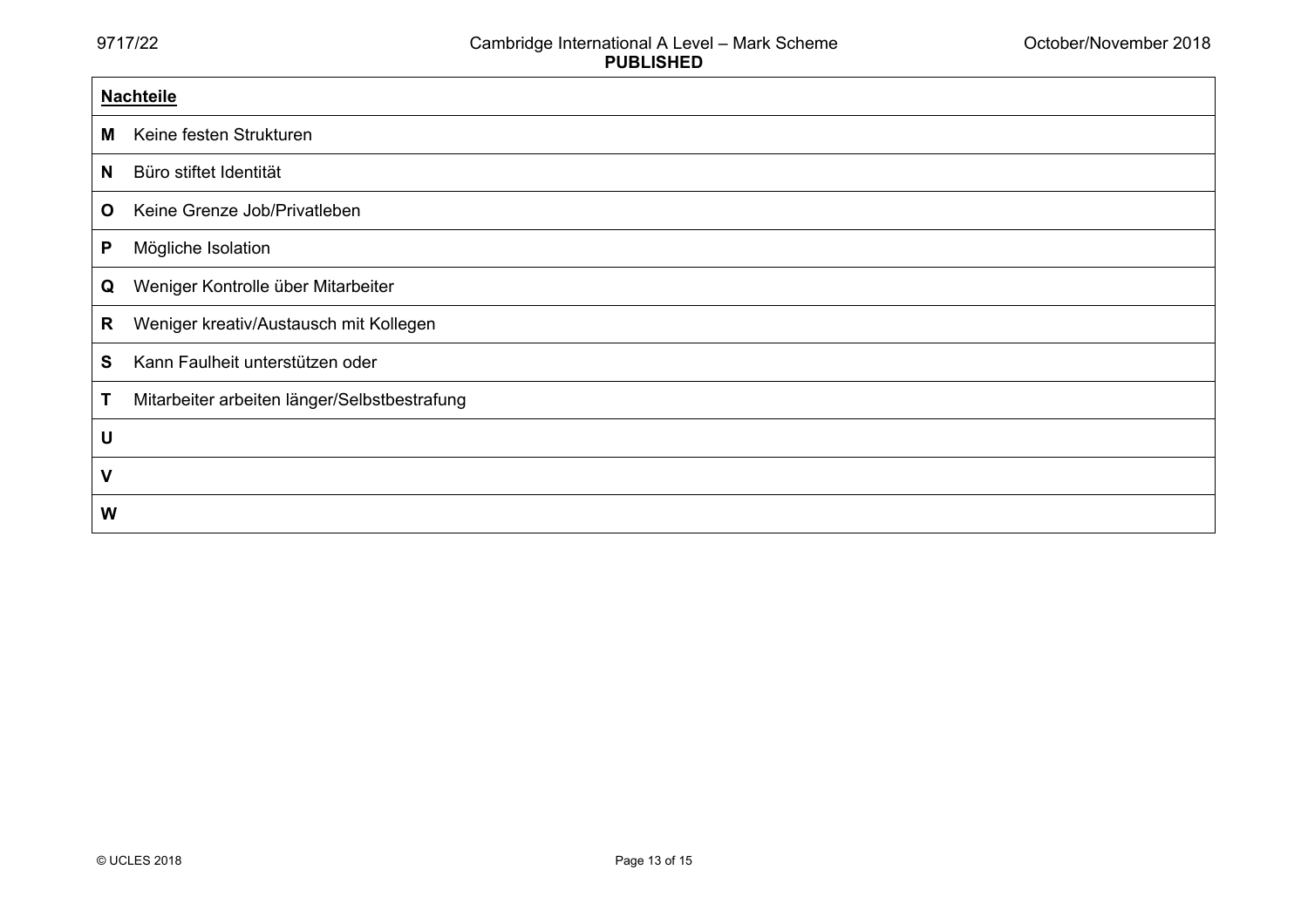| **Nachteile** | |
|---|---|
| **M** | Keine festen Strukturen |
| **N** | Büro stiftet Identität |
| **O** | Keine Grenze Job/Privatleben |
| **P** | Mögliche Isolation |
| **Q** | Weniger Kontrolle über Mitarbeiter |
| **R** | Weniger kreativ/Austausch mit Kollegen |
| **S** | Kann Faulheit unterstützen oder |
| **T** | Mitarbeiter arbeiten länger/Selbstbestrafung |
| **U** | |
| **V** | |
| **W** | |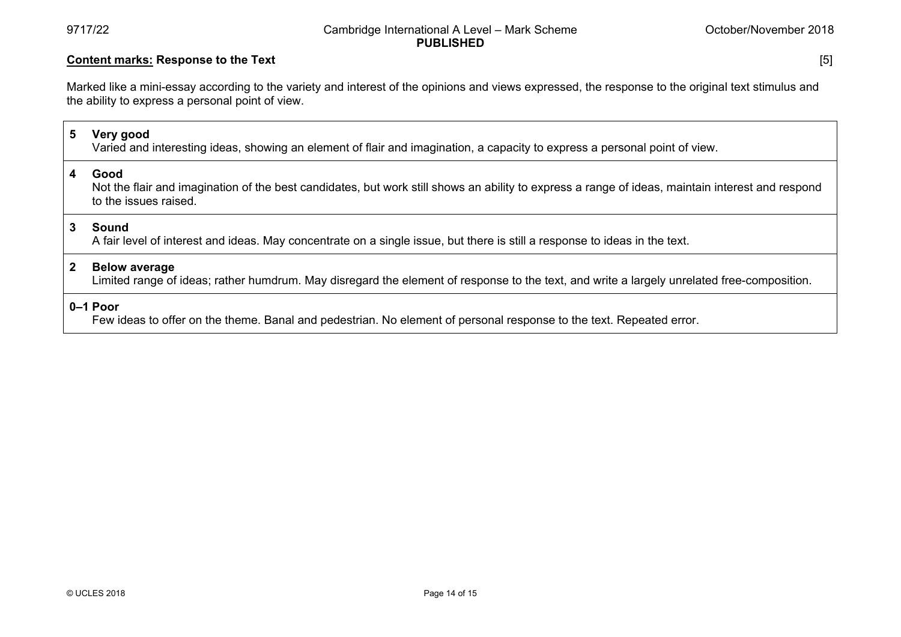**Content marks:** **Response to the Text** [5]

Marked like a mini-essay according to the variety and interest of the opinions and views expressed, the response to the original text stimulus and the ability to express a personal point of view.

| Mark | Descriptor |
|---|---|
| **5** | **Very good**<br>Varied and interesting ideas, showing an element of flair and imagination, a capacity to express a personal point of view. |
| **4** | **Good**<br>Not the flair and imagination of the best candidates, but work still shows an ability to express a range of ideas, maintain interest and respond to the issues raised. |
| **3** | **Sound**<br>A fair level of interest and ideas. May concentrate on a single issue, but there is still a response to ideas in the text. |
| **2** | **Below average**<br>Limited range of ideas; rather humdrum. May disregard the element of response to the text, and write a largely unrelated free-composition. |
| **0–1** | **Poor**<br>Few ideas to offer on the theme. Banal and pedestrian. No element of personal response to the text. Repeated error. |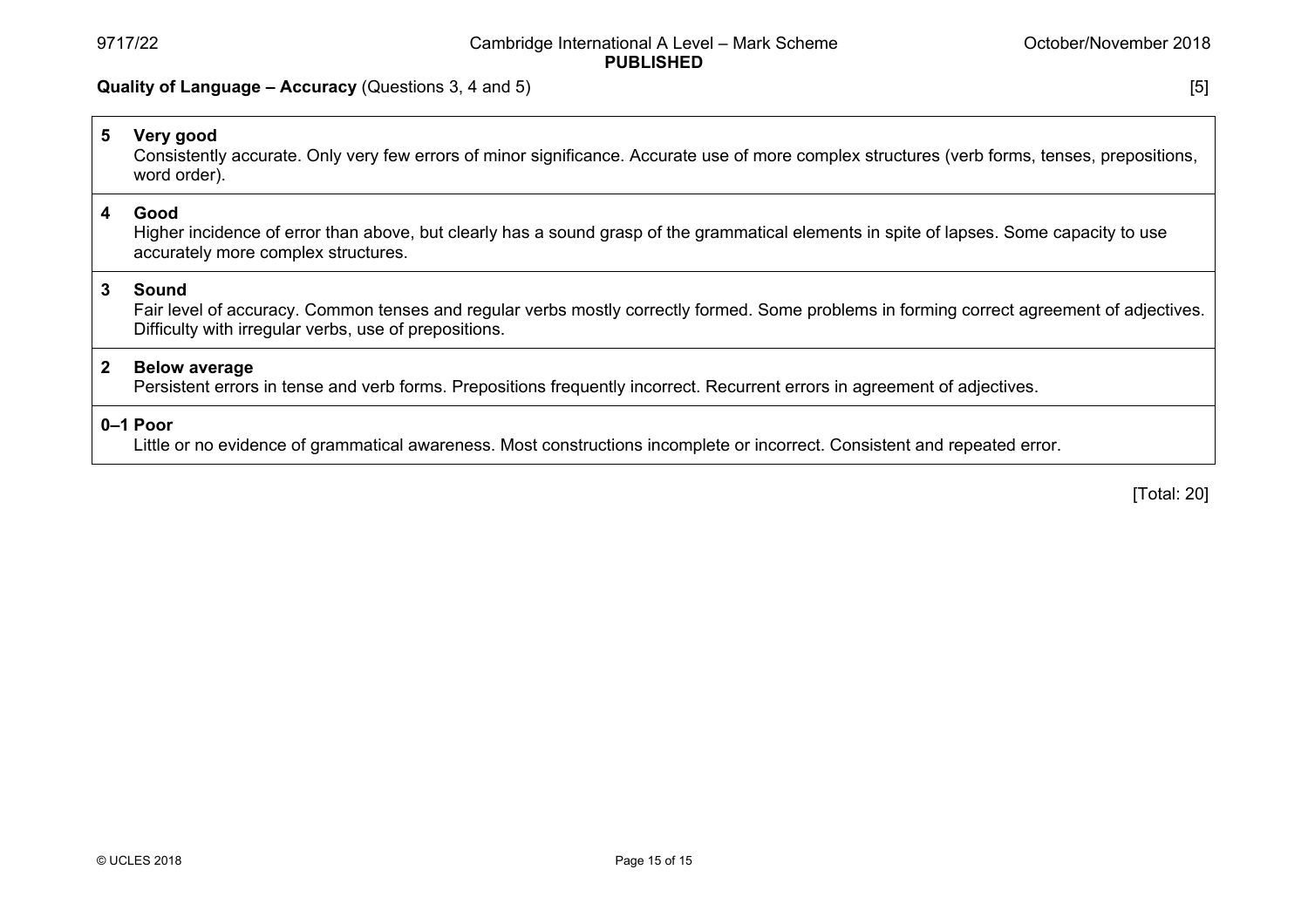**Quality of Language – Accuracy** (Questions 3, 4 and 5) [5]

| | |
|---|---|
| **5** | **Very good**<br>Consistently accurate. Only very few errors of minor significance. Accurate use of more complex structures (verb forms, tenses, prepositions, word order). |
| **4** | **Good**<br>Higher incidence of error than above, but clearly has a sound grasp of the grammatical elements in spite of lapses. Some capacity to use accurately more complex structures. |
| **3** | **Sound**<br>Fair level of accuracy. Common tenses and regular verbs mostly correctly formed. Some problems in forming correct agreement of adjectives. Difficulty with irregular verbs, use of prepositions. |
| **2** | **Below average**<br>Persistent errors in tense and verb forms. Prepositions frequently incorrect. Recurrent errors in agreement of adjectives. |
| **0–1** | **Poor**<br>Little or no evidence of grammatical awareness. Most constructions incomplete or incorrect. Consistent and repeated error. |

[Total: 20]